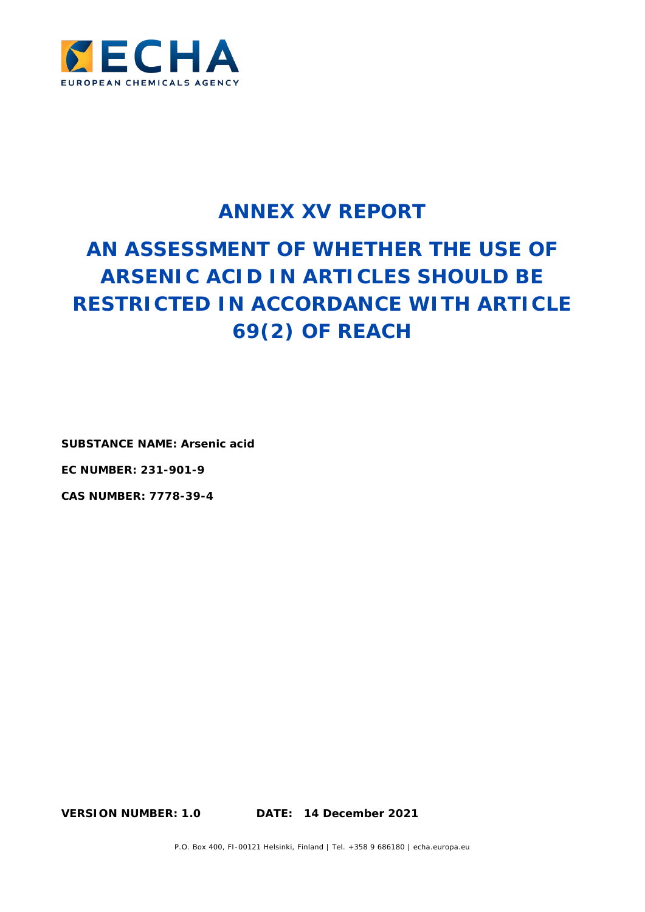ECHA

EUROPEAN CHEMICALS AGENCY

# ANNEX XV REPORT

# AN ASSESSMENT OF WHETHER THE USE OF ARSENIC ACID IN ARTICLES SHOULD BE RESTRICTED IN ACCORDANCE WITH ARTICLE 69(2) OF REACH

**SUBSTANCE NAME: Arsenic acid**

**EC NUMBER: 231-901-9**

**CAS NUMBER: 7778-39-4**

**VERSION NUMBER: 1.0** **DATE: 14 December 2021**

P.O. Box 400, FI-00121 Helsinki, Finland | Tel. +358 9 686180 | echa.europa.eu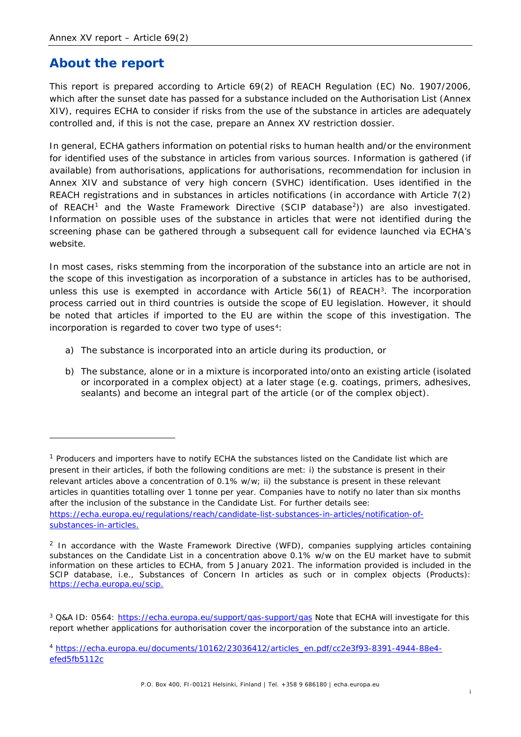## About the report

This report is prepared according to Article 69(2) of REACH Regulation (EC) No. 1907/2006, which after the sunset date has passed for a substance included on the Authorisation List (Annex XIV), requires ECHA to consider if risks from the use of the substance in articles are adequately controlled and, if this is not the case, prepare an Annex XV restriction dossier.

In general, ECHA gathers information on potential risks to human health and/or the environment for identified uses of the substance in articles from various sources. Information is gathered (if available) from authorisations, applications for authorisations, recommendation for inclusion in Annex XIV and substance of very high concern (SVHC) identification. Uses identified in the REACH registrations and in substances in articles notifications (in accordance with Article 7(2) of REACH[1] and the Waste Framework Directive (SCIP database[2])) are also investigated. Information on possible uses of the substance in articles that were not identified during the screening phase can be gathered through a subsequent call for evidence launched via ECHA's website.

In most cases, risks stemming from the incorporation of the substance into an article are not in the scope of this investigation as incorporation of a substance in articles has to be authorised, unless this use is exempted in accordance with Article 56(1) of REACH[3]. The incorporation process carried out in third countries is outside the scope of EU legislation. However, it should be noted that articles if imported to the EU are within the scope of this investigation. The incorporation is regarded to cover two type of uses[4]:

a) The substance is incorporated into an article during its production, or

b) The substance, alone or in a mixture is incorporated into/onto an existing article (isolated or incorporated in a complex object) at a later stage (e.g. coatings, primers, adhesives, sealants) and become an integral part of the article (or of the complex object).

---

[1] Producers and importers have to notify ECHA the substances listed on the Candidate list which are present in their articles, if both the following conditions are met: i) the substance is present in their relevant articles above a concentration of 0.1% w/w; ii) the substance is present in these relevant articles in quantities totalling over 1 tonne per year. Companies have to notify no later than six months after the inclusion of the substance in the Candidate List. For further details see: https://echa.europa.eu/regulations/reach/candidate-list-substances-in-articles/notification-of-substances-in-articles.

[2] In accordance with the Waste Framework Directive (WFD), companies supplying articles containing substances on the Candidate List in a concentration above 0.1% w/w on the EU market have to submit information on these articles to ECHA, from 5 January 2021. The information provided is included in the SCIP database, i.e., Substances of Concern In articles as such or in complex objects (Products): https://echa.europa.eu/scip.

[3] Q&A ID: 0564: https://echa.europa.eu/support/qas-support/qas Note that ECHA will investigate for this report whether applications for authorisation cover the incorporation of the substance into an article.

[4] https://echa.europa.eu/documents/10162/23036412/articles_en.pdf/cc2e3f93-8391-4944-88e4-efed5fb5112c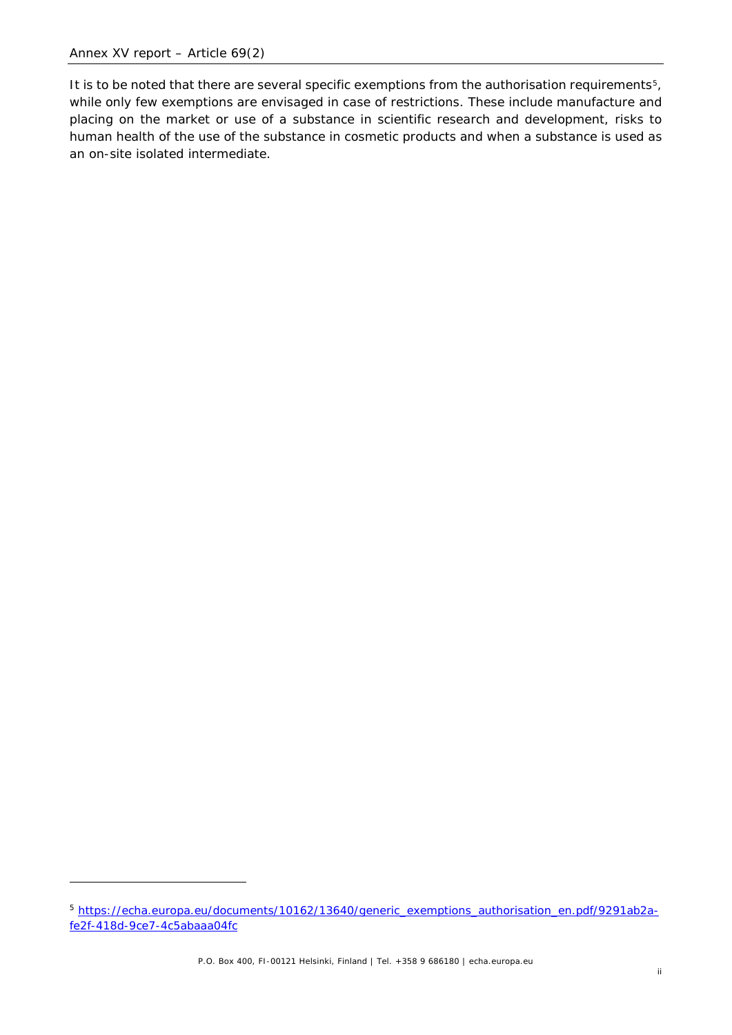It is to be noted that there are several specific exemptions from the authorisation requirements[5], while only few exemptions are envisaged in case of restrictions. These include manufacture and placing on the market or use of a substance in scientific research and development, risks to human health of the use of the substance in cosmetic products and when a substance is used as an on-site isolated intermediate.

[5] https://echa.europa.eu/documents/10162/13640/generic_exemptions_authorisation_en.pdf/9291ab2a-fe2f-418d-9ce7-4c5abaaa04fc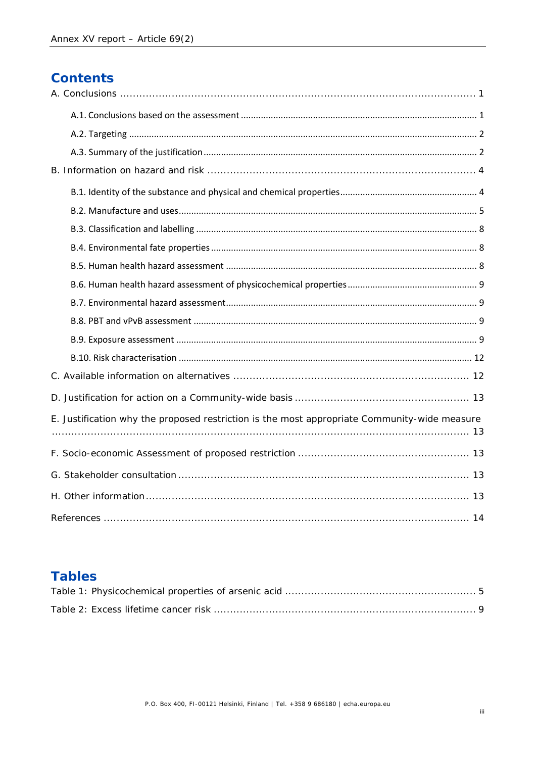# Contents

A. Conclusions ..................................................................................................... 1

A.1. Conclusions based on the assessment ..................................................................... 1

A.2. Targeting ......................................................................................................... 2

A.3. Summary of the justification .............................................................................. 2

B. Information on hazard and risk ................................................................................ 4

B.1. Identity of the substance and physical and chemical properties ................................ 4

B.2. Manufacture and uses ........................................................................................ 5

B.3. Classification and labelling ................................................................................ 8

B.4. Environmental fate properties ............................................................................. 8

B.5. Human health hazard assessment ........................................................................ 8

B.6. Human health hazard assessment of physicochemical properties ................................ 9

B.7. Environmental hazard assessment ........................................................................ 9

B.8. PBT and vPvB assessment .................................................................................. 9

B.9. Exposure assessment ......................................................................................... 9

B.10. Risk characterisation ....................................................................................... 12

C. Available information on alternatives ....................................................................... 12

D. Justification for action on a Community-wide basis ..................................................... 13

E. Justification why the proposed restriction is the most appropriate Community-wide measure ............................................................................................................. 13

F. Socio-economic Assessment of proposed restriction .................................................... 13

G. Stakeholder consultation ........................................................................................ 13

H. Other information .................................................................................................. 13

References ................................................................................................................ 14

# Tables

Table 1: Physicochemical properties of arsenic acid .......................................................... 5

Table 2: Excess lifetime cancer risk ................................................................................ 9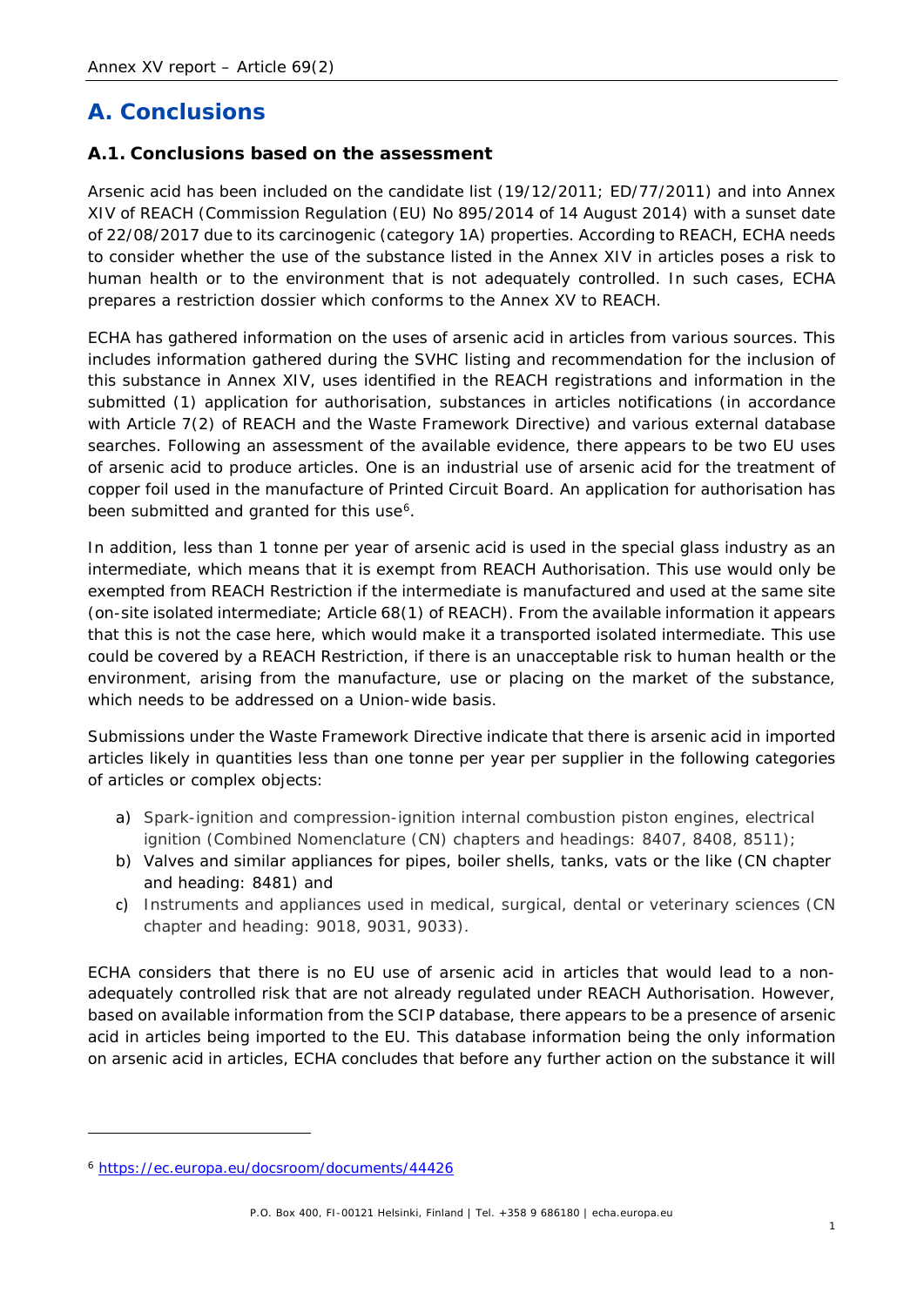# A. Conclusions

## A.1. Conclusions based on the assessment

Arsenic acid has been included on the candidate list (19/12/2011; ED/77/2011) and into Annex XIV of REACH (Commission Regulation (EU) No 895/2014 of 14 August 2014) with a sunset date of 22/08/2017 due to its carcinogenic (category 1A) properties. According to REACH, ECHA needs to consider whether the use of the substance listed in the Annex XIV in articles poses a risk to human health or to the environment that is not adequately controlled. In such cases, ECHA prepares a restriction dossier which conforms to the Annex XV to REACH.

ECHA has gathered information on the uses of arsenic acid in articles from various sources. This includes information gathered during the SVHC listing and recommendation for the inclusion of this substance in Annex XIV, uses identified in the REACH registrations and information in the submitted (1) application for authorisation, substances in articles notifications (in accordance with Article 7(2) of REACH and the Waste Framework Directive) and various external database searches. Following an assessment of the available evidence, there appears to be two EU uses of arsenic acid to produce articles. One is an industrial use of arsenic acid for the treatment of copper foil used in the manufacture of Printed Circuit Board. An application for authorisation has been submitted and granted for this use[6].

In addition, less than 1 tonne per year of arsenic acid is used in the special glass industry as an intermediate, which means that it is exempt from REACH Authorisation. This use would only be exempted from REACH Restriction if the intermediate is manufactured and used at the same site (on-site isolated intermediate; Article 68(1) of REACH). From the available information it appears that this is not the case here, which would make it a transported isolated intermediate. This use could be covered by a REACH Restriction, if there is an unacceptable risk to human health or the environment, arising from the manufacture, use or placing on the market of the substance, which needs to be addressed on a Union-wide basis.

Submissions under the Waste Framework Directive indicate that there is arsenic acid in imported articles likely in quantities less than one tonne per year per supplier in the following categories of articles or complex objects:

a) Spark-ignition and compression-ignition internal combustion piston engines, electrical ignition (Combined Nomenclature (CN) chapters and headings: 8407, 8408, 8511);
b) Valves and similar appliances for pipes, boiler shells, tanks, vats or the like (CN chapter and heading: 8481) and
c) Instruments and appliances used in medical, surgical, dental or veterinary sciences (CN chapter and heading: 9018, 9031, 9033).

ECHA considers that there is no EU use of arsenic acid in articles that would lead to a non-adequately controlled risk that are not already regulated under REACH Authorisation. However, based on available information from the SCIP database, there appears to be a presence of arsenic acid in articles being imported to the EU. This database information being the only information on arsenic acid in articles, ECHA concludes that before any further action on the substance it will

[6] https://ec.europa.eu/docsroom/documents/44426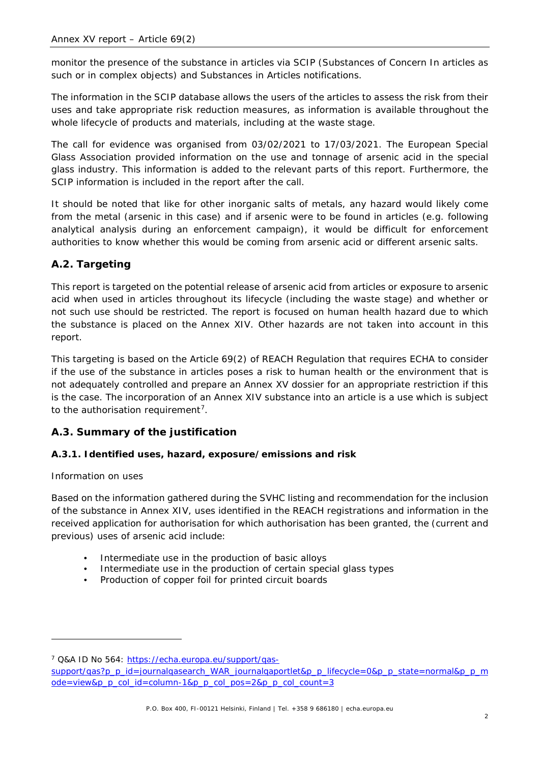monitor the presence of the substance in articles via SCIP (Substances of Concern In articles as such or in complex objects) and Substances in Articles notifications.

The information in the SCIP database allows the users of the articles to assess the risk from their uses and take appropriate risk reduction measures, as information is available throughout the whole lifecycle of products and materials, including at the waste stage.

The call for evidence was organised from 03/02/2021 to 17/03/2021. The European Special Glass Association provided information on the use and tonnage of arsenic acid in the special glass industry. This information is added to the relevant parts of this report. Furthermore, the SCIP information is included in the report after the call.

It should be noted that like for other inorganic salts of metals, any hazard would likely come from the metal (arsenic in this case) and if arsenic were to be found in articles (e.g. following analytical analysis during an enforcement campaign), it would be difficult for enforcement authorities to know whether this would be coming from arsenic acid or different arsenic salts.

## A.2. Targeting

This report is targeted on the potential release of arsenic acid from articles or exposure to arsenic acid when used in articles throughout its lifecycle (including the waste stage) and whether or not such use should be restricted. The report is focused on human health hazard due to which the substance is placed on the Annex XIV. Other hazards are not taken into account in this report.

This targeting is based on the Article 69(2) of REACH Regulation that requires ECHA to consider if the use of the substance in articles poses a risk to human health or the environment that is not adequately controlled and prepare an Annex XV dossier for an appropriate restriction if this is the case. The incorporation of an Annex XIV substance into an article is a use which is subject to the authorisation requirement[7].

## A.3. Summary of the justification

### A.3.1. Identified uses, hazard, exposure/emissions and risk

*Information on uses*

Based on the information gathered during the SVHC listing and recommendation for the inclusion of the substance in Annex XIV, uses identified in the REACH registrations and information in the received application for authorisation for which authorisation has been granted, the (current and previous) uses of arsenic acid include:

- Intermediate use in the production of basic alloys
- Intermediate use in the production of certain special glass types
- Production of copper foil for printed circuit boards

[7] Q&A ID No 564: https://echa.europa.eu/support/qas-support/qas?p_p_id=journalqasearch_WAR_journalqaportlet&p_p_lifecycle=0&p_p_state=normal&p_p_mode=view&p_p_col_id=column-1&p_p_col_pos=2&p_p_col_count=3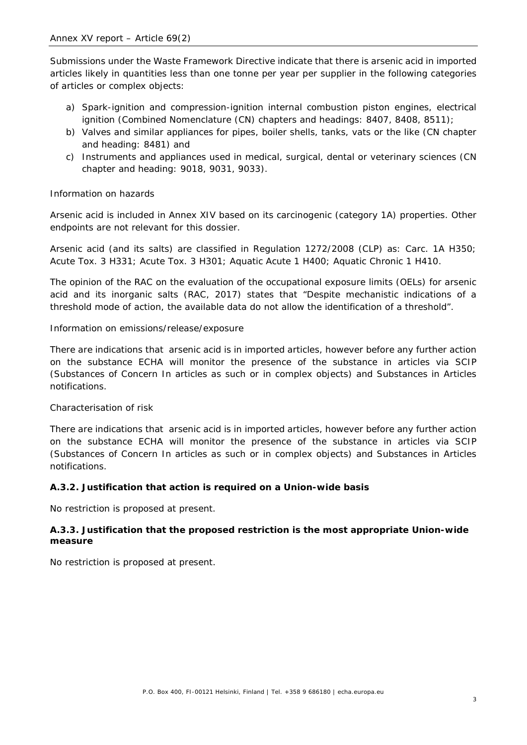Submissions under the Waste Framework Directive indicate that there is arsenic acid in imported articles likely in quantities less than one tonne per year per supplier in the following categories of articles or complex objects:

a) Spark-ignition and compression-ignition internal combustion piston engines, electrical ignition (Combined Nomenclature (CN) chapters and headings: 8407, 8408, 8511);
b) Valves and similar appliances for pipes, boiler shells, tanks, vats or the like (CN chapter and heading: 8481) and
c) Instruments and appliances used in medical, surgical, dental or veterinary sciences (CN chapter and heading: 9018, 9031, 9033).

*Information on hazards*

Arsenic acid is included in Annex XIV based on its carcinogenic (category 1A) properties. Other endpoints are not relevant for this dossier.

Arsenic acid (and its salts) are classified in Regulation 1272/2008 (CLP) as: Carc. 1A H350; Acute Tox. 3 H331; Acute Tox. 3 H301; Aquatic Acute 1 H400; Aquatic Chronic 1 H410.

The opinion of the RAC on the evaluation of the occupational exposure limits (OELs) for arsenic acid and its inorganic salts (RAC, 2017) states that "Despite mechanistic indications of a threshold mode of action, the available data do not allow the identification of a threshold".

*Information on emissions/release/exposure*

There are indications that arsenic acid is in imported articles, however before any further action on the substance ECHA will monitor the presence of the substance in articles via SCIP (Substances of Concern In articles as such or in complex objects) and Substances in Articles notifications.

*Characterisation of risk*

There are indications that arsenic acid is in imported articles, however before any further action on the substance ECHA will monitor the presence of the substance in articles via SCIP (Substances of Concern In articles as such or in complex objects) and Substances in Articles notifications.

### A.3.2. Justification that action is required on a Union-wide basis

No restriction is proposed at present.

### A.3.3. Justification that the proposed restriction is the most appropriate Union-wide measure

No restriction is proposed at present.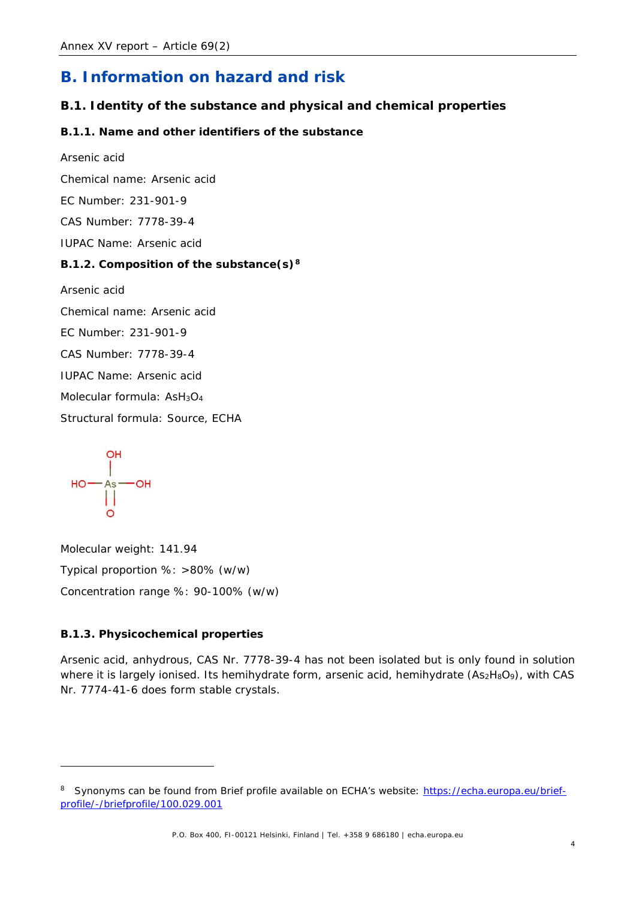# B. Information on hazard and risk

## B.1. Identity of the substance and physical and chemical properties

### B.1.1. Name and other identifiers of the substance

Arsenic acid

Chemical name: Arsenic acid

EC Number: 231-901-9

CAS Number: 7778-39-4

IUPAC Name: Arsenic acid

### B.1.2. Composition of the substance(s)[8]

Arsenic acid

Chemical name: Arsenic acid

EC Number: 231-901-9

CAS Number: 7778-39-4

IUPAC Name: Arsenic acid

Molecular formula: $AsH_3O_4$

Structural formula: Source, ECHA

Molecular weight: 141.94

Typical proportion %: >80% (w/w)

Concentration range %: 90-100% (w/w)

### B.1.3. Physicochemical properties

Arsenic acid, anhydrous, CAS Nr. 7778-39-4 has not been isolated but is only found in solution where it is largely ionised. Its hemihydrate form, arsenic acid, hemihydrate ($As_2H_8O_9$), with CAS Nr. 7774-41-6 does form stable crystals.

---

[8] Synonyms can be found from Brief profile available on ECHA's website: https://echa.europa.eu/brief-profile/-/briefprofile/100.029.001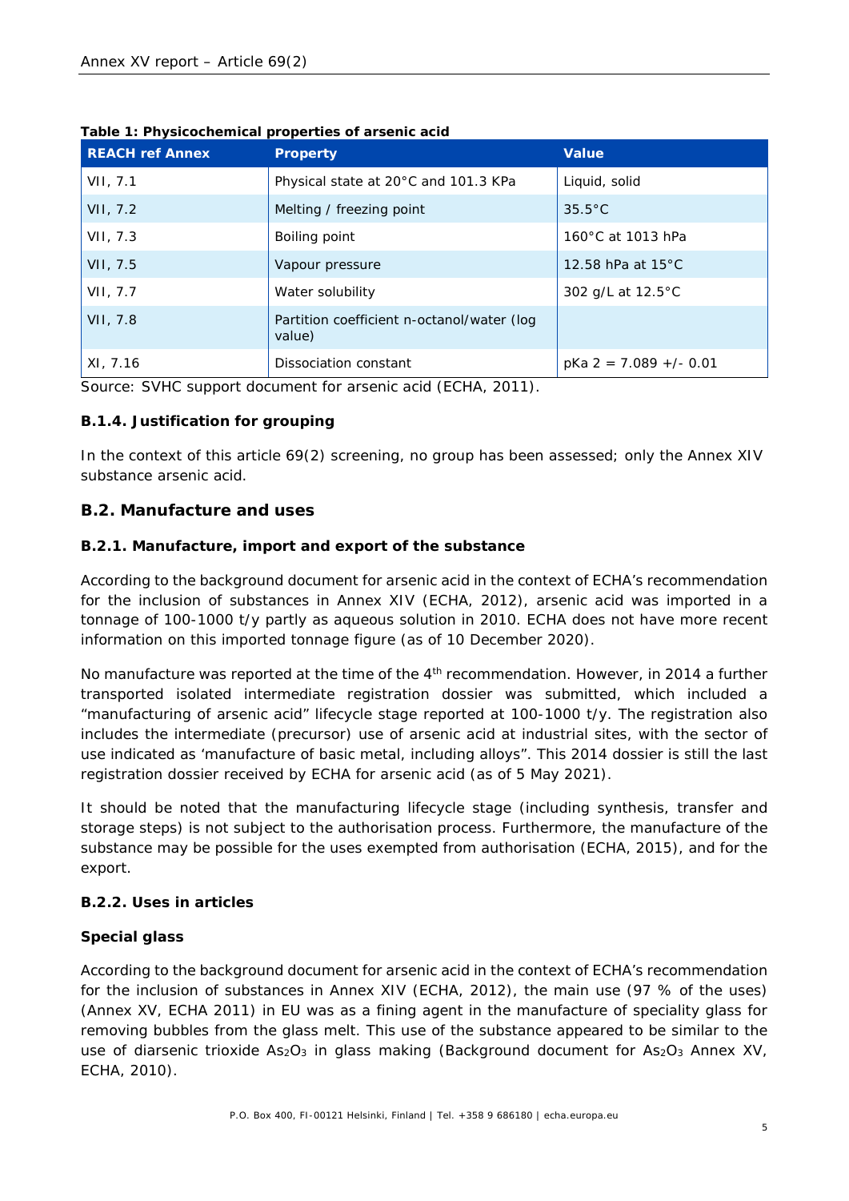**Table 1: Physicochemical properties of arsenic acid**

| REACH ref Annex | Property | Value |
|---|---|---|
| VII, 7.1 | Physical state at 20°C and 101.3 KPa | Liquid, solid |
| VII, 7.2 | Melting / freezing point | 35.5°C |
| VII, 7.3 | Boiling point | 160°C at 1013 hPa |
| VII, 7.5 | Vapour pressure | 12.58 hPa at 15°C |
| VII, 7.7 | Water solubility | 302 g/L at 12.5°C |
| VII, 7.8 | Partition coefficient n-octanol/water (log value) | |
| XI, 7.16 | Dissociation constant | pKa 2 = 7.089 +/- 0.01 |

Source: SVHC support document for arsenic acid (ECHA, 2011).

### B.1.4. Justification for grouping

In the context of this article 69(2) screening, no group has been assessed; only the Annex XIV substance arsenic acid.

## B.2. Manufacture and uses

### B.2.1. Manufacture, import and export of the substance

According to the background document for arsenic acid in the context of ECHA's recommendation for the inclusion of substances in Annex XIV (ECHA, 2012), arsenic acid was imported in a tonnage of 100-1000 t/y partly as aqueous solution in 2010. ECHA does not have more recent information on this imported tonnage figure (as of 10 December 2020).

No manufacture was reported at the time of the 4th recommendation. However, in 2014 a further transported isolated intermediate registration dossier was submitted, which included a "manufacturing of arsenic acid" lifecycle stage reported at 100-1000 t/y. The registration also includes the intermediate (precursor) use of arsenic acid at industrial sites, with the sector of use indicated as 'manufacture of basic metal, including alloys". This 2014 dossier is still the last registration dossier received by ECHA for arsenic acid (as of 5 May 2021).

It should be noted that the manufacturing lifecycle stage (including synthesis, transfer and storage steps) is not subject to the authorisation process. Furthermore, the manufacture of the substance may be possible for the uses exempted from authorisation (ECHA, 2015), and for the export.

### B.2.2. Uses in articles

**Special glass**

According to the background document for arsenic acid in the context of ECHA's recommendation for the inclusion of substances in Annex XIV (ECHA, 2012), the main use (97 % of the uses) (Annex XV, ECHA 2011) in EU was as a fining agent in the manufacture of speciality glass for removing bubbles from the glass melt. This use of the substance appeared to be similar to the use of diarsenic trioxide $As_2O_3$ in glass making (Background document for $As_2O_3$ Annex XV, ECHA, 2010).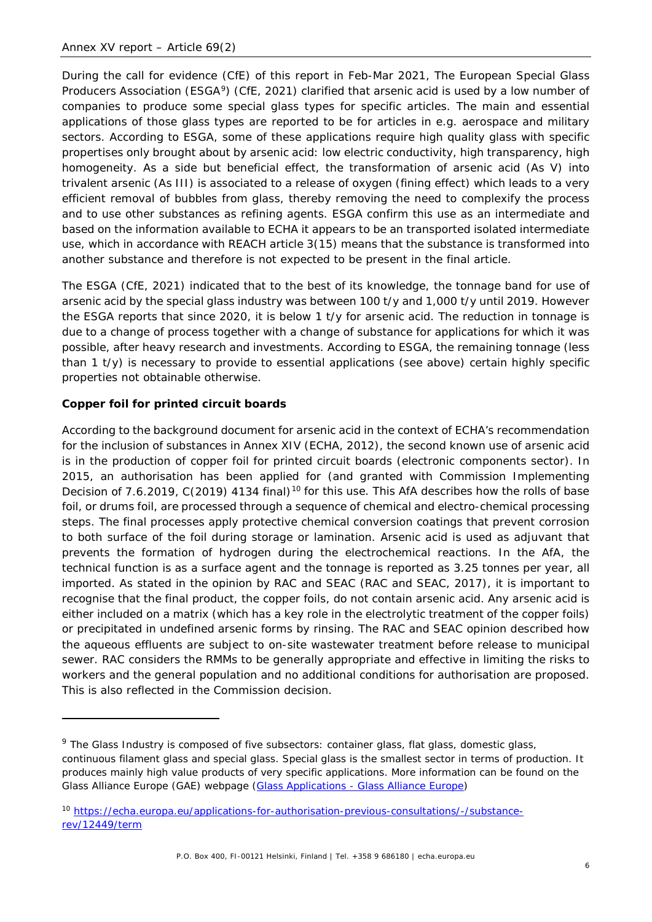During the call for evidence (CfE) of this report in Feb-Mar 2021, The European Special Glass Producers Association (ESGA[9]) (CfE, 2021) clarified that arsenic acid is used by a low number of companies to produce some special glass types for specific articles. The main and essential applications of those glass types are reported to be for articles in e.g. aerospace and military sectors. According to ESGA, some of these applications require high quality glass with specific propertises only brought about by arsenic acid: low electric conductivity, high transparency, high homogeneity. As a side but beneficial effect, the transformation of arsenic acid (As V) into trivalent arsenic (As III) is associated to a release of oxygen (fining effect) which leads to a very efficient removal of bubbles from glass, thereby removing the need to complexify the process and to use other substances as refining agents. ESGA confirm this use as an intermediate and based on the information available to ECHA it appears to be an transported isolated intermediate use, which in accordance with REACH article 3(15) means that the substance is transformed into another substance and therefore is not expected to be present in the final article.

The ESGA (CfE, 2021) indicated that to the best of its knowledge, the tonnage band for use of arsenic acid by the special glass industry was between 100 t/y and 1,000 t/y until 2019. However the ESGA reports that since 2020, it is below 1 t/y for arsenic acid. The reduction in tonnage is due to a change of process together with a change of substance for applications for which it was possible, after heavy research and investments. According to ESGA, the remaining tonnage (less than 1 t/y) is necessary to provide to essential applications (see above) certain highly specific properties not obtainable otherwise.

**Copper foil for printed circuit boards**

According to the background document for arsenic acid in the context of ECHA's recommendation for the inclusion of substances in Annex XIV (ECHA, 2012), the second known use of arsenic acid is in the production of copper foil for printed circuit boards (electronic components sector). In 2015, an authorisation has been applied for (and granted with Commission Implementing Decision of 7.6.2019, C(2019) 4134 final)[10] for this use. This AfA describes how the rolls of base foil, or drums foil, are processed through a sequence of chemical and electro-chemical processing steps. The final processes apply protective chemical conversion coatings that prevent corrosion to both surface of the foil during storage or lamination. Arsenic acid is used as adjuvant that prevents the formation of hydrogen during the electrochemical reactions. In the AfA, the technical function is as a surface agent and the tonnage is reported as 3.25 tonnes per year, all imported. As stated in the opinion by RAC and SEAC (RAC and SEAC, 2017), it is important to recognise that the final product, the copper foils, do not contain arsenic acid. Any arsenic acid is either included on a matrix (which has a key role in the electrolytic treatment of the copper foils) or precipitated in undefined arsenic forms by rinsing. The RAC and SEAC opinion described how the aqueous effluents are subject to on-site wastewater treatment before release to municipal sewer. RAC considers the RMMs to be generally appropriate and effective in limiting the risks to workers and the general population and no additional conditions for authorisation are proposed. This is also reflected in the Commission decision.

---

[9] The Glass Industry is composed of five subsectors: container glass, flat glass, domestic glass, continuous filament glass and special glass. Special glass is the smallest sector in terms of production. It produces mainly high value products of very specific applications. More information can be found on the Glass Alliance Europe (GAE) webpage (Glass Applications - Glass Alliance Europe)

[10] https://echa.europa.eu/applications-for-authorisation-previous-consultations/-/substance-rev/12449/term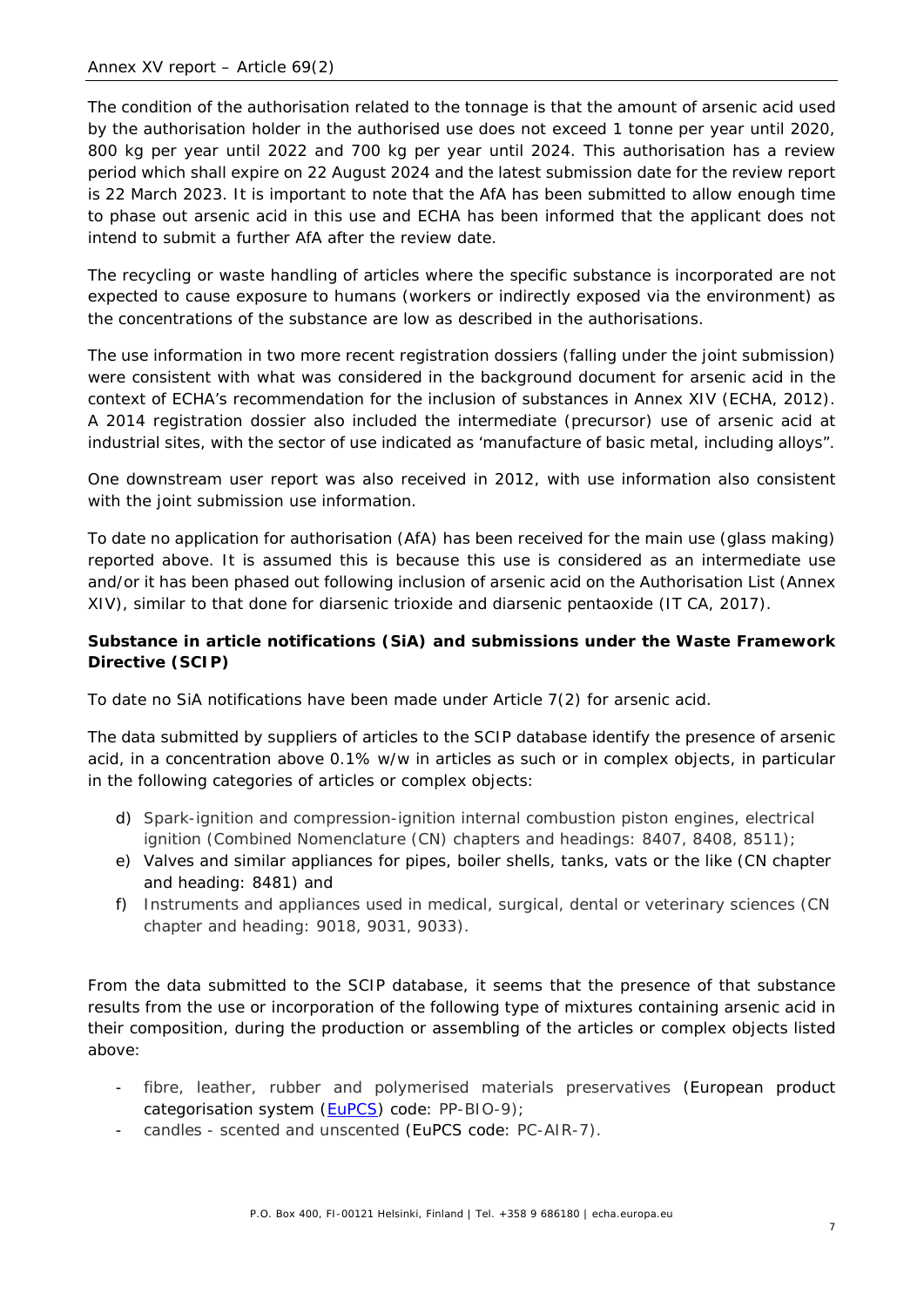The condition of the authorisation related to the tonnage is that the amount of arsenic acid used by the authorisation holder in the authorised use does not exceed 1 tonne per year until 2020, 800 kg per year until 2022 and 700 kg per year until 2024. This authorisation has a review period which shall expire on 22 August 2024 and the latest submission date for the review report is 22 March 2023. It is important to note that the AfA has been submitted to allow enough time to phase out arsenic acid in this use and ECHA has been informed that the applicant does not intend to submit a further AfA after the review date.

The recycling or waste handling of articles where the specific substance is incorporated are not expected to cause exposure to humans (workers or indirectly exposed via the environment) as the concentrations of the substance are low as described in the authorisations.

The use information in two more recent registration dossiers (falling under the joint submission) were consistent with what was considered in the background document for arsenic acid in the context of ECHA's recommendation for the inclusion of substances in Annex XIV (ECHA, 2012). A 2014 registration dossier also included the intermediate (precursor) use of arsenic acid at industrial sites, with the sector of use indicated as 'manufacture of basic metal, including alloys".

One downstream user report was also received in 2012, with use information also consistent with the joint submission use information.

To date no application for authorisation (AfA) has been received for the main use (glass making) reported above. It is assumed this is because this use is considered as an intermediate use and/or it has been phased out following inclusion of arsenic acid on the Authorisation List (Annex XIV), similar to that done for diarsenic trioxide and diarsenic pentaoxide (IT CA, 2017).

**Substance in article notifications (SiA) and submissions under the Waste Framework Directive (SCIP)**

To date no SiA notifications have been made under Article 7(2) for arsenic acid.

The data submitted by suppliers of articles to the SCIP database identify the presence of arsenic acid, in a concentration above 0.1% w/w in articles as such or in complex objects, in particular in the following categories of articles or complex objects:

d) Spark-ignition and compression-ignition internal combustion piston engines, electrical ignition (Combined Nomenclature (CN) chapters and headings: 8407, 8408, 8511);
e) Valves and similar appliances for pipes, boiler shells, tanks, vats or the like (CN chapter and heading: 8481) and
f) Instruments and appliances used in medical, surgical, dental or veterinary sciences (CN chapter and heading: 9018, 9031, 9033).

From the data submitted to the SCIP database, it seems that the presence of that substance results from the use or incorporation of the following type of mixtures containing arsenic acid in their composition, during the production or assembling of the articles or complex objects listed above:

- fibre, leather, rubber and polymerised materials preservatives (European product categorisation system (EuPCS) code: PP-BIO-9);
- candles - scented and unscented (EuPCS code: PC-AIR-7).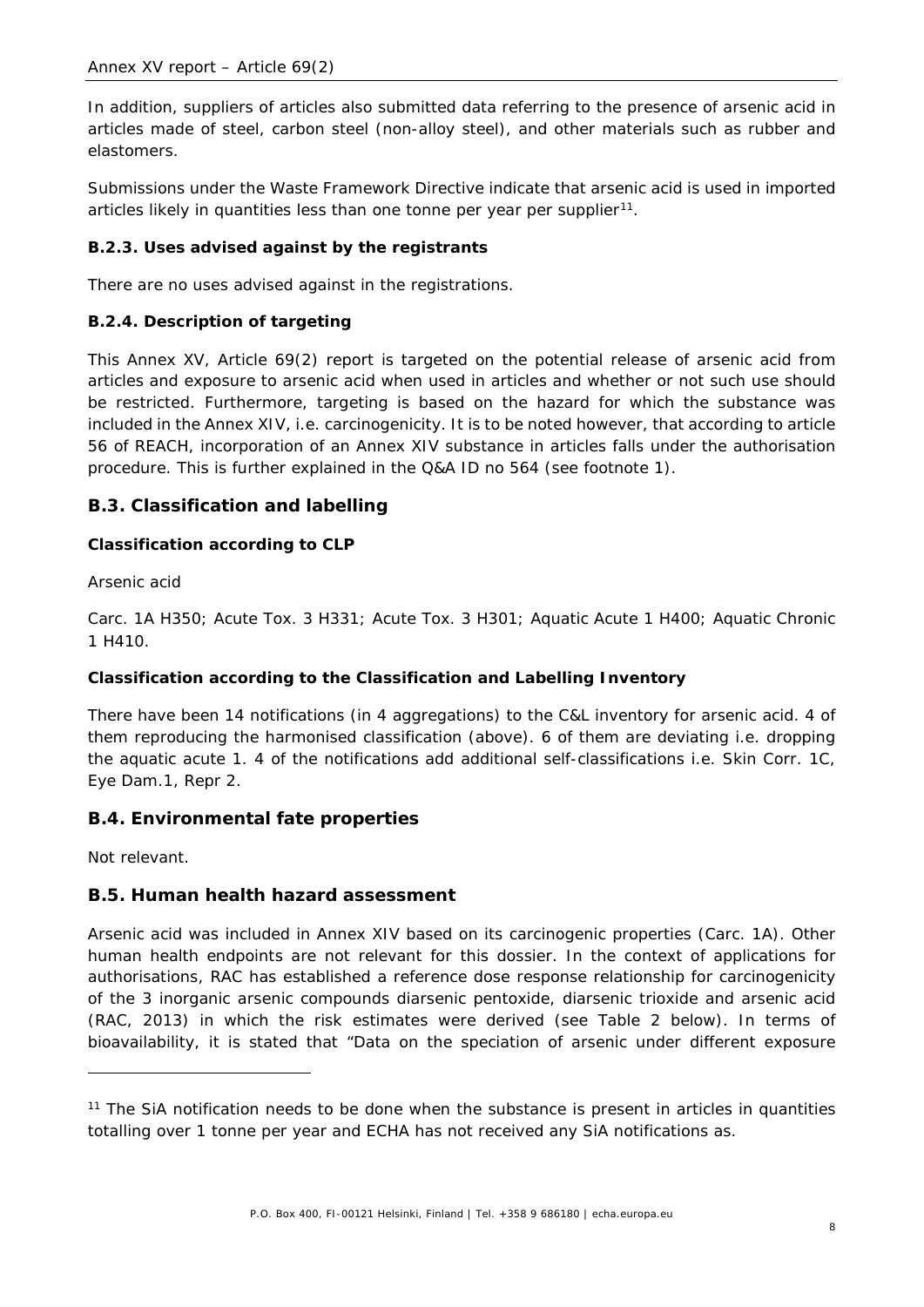In addition, suppliers of articles also submitted data referring to the presence of arsenic acid in articles made of steel, carbon steel (non-alloy steel), and other materials such as rubber and elastomers.

Submissions under the Waste Framework Directive indicate that arsenic acid is used in imported articles likely in quantities less than one tonne per year per supplier[11].

### B.2.3. Uses advised against by the registrants

There are no uses advised against in the registrations.

### B.2.4. Description of targeting

This Annex XV, Article 69(2) report is targeted on the potential release of arsenic acid from articles and exposure to arsenic acid when used in articles and whether or not such use should be restricted. Furthermore, targeting is based on the hazard for which the substance was included in the Annex XIV, i.e. carcinogenicity. It is to be noted however, that according to article 56 of REACH, incorporation of an Annex XIV substance in articles falls under the authorisation procedure. This is further explained in the Q&A ID no 564 (see footnote 1).

## B.3. Classification and labelling

**Classification according to CLP**

Arsenic acid

Carc. 1A H350; Acute Tox. 3 H331; Acute Tox. 3 H301; Aquatic Acute 1 H400; Aquatic Chronic 1 H410.

**Classification according to the Classification and Labelling Inventory**

There have been 14 notifications (in 4 aggregations) to the C&L inventory for arsenic acid. 4 of them reproducing the harmonised classification (above). 6 of them are deviating i.e. dropping the aquatic acute 1. 4 of the notifications add additional self-classifications i.e. Skin Corr. 1C, Eye Dam.1, Repr 2.

## B.4. Environmental fate properties

Not relevant.

## B.5. Human health hazard assessment

Arsenic acid was included in Annex XIV based on its carcinogenic properties (Carc. 1A). Other human health endpoints are not relevant for this dossier. In the context of applications for authorisations, RAC has established a reference dose response relationship for carcinogenicity of the 3 inorganic arsenic compounds diarsenic pentoxide, diarsenic trioxide and arsenic acid (RAC, 2013) in which the risk estimates were derived (see Table 2 below). In terms of bioavailability, it is stated that "Data on the speciation of arsenic under different exposure

---

[11] The SiA notification needs to be done when the substance is present in articles in quantities totalling over 1 tonne per year and ECHA has not received any SiA notifications as.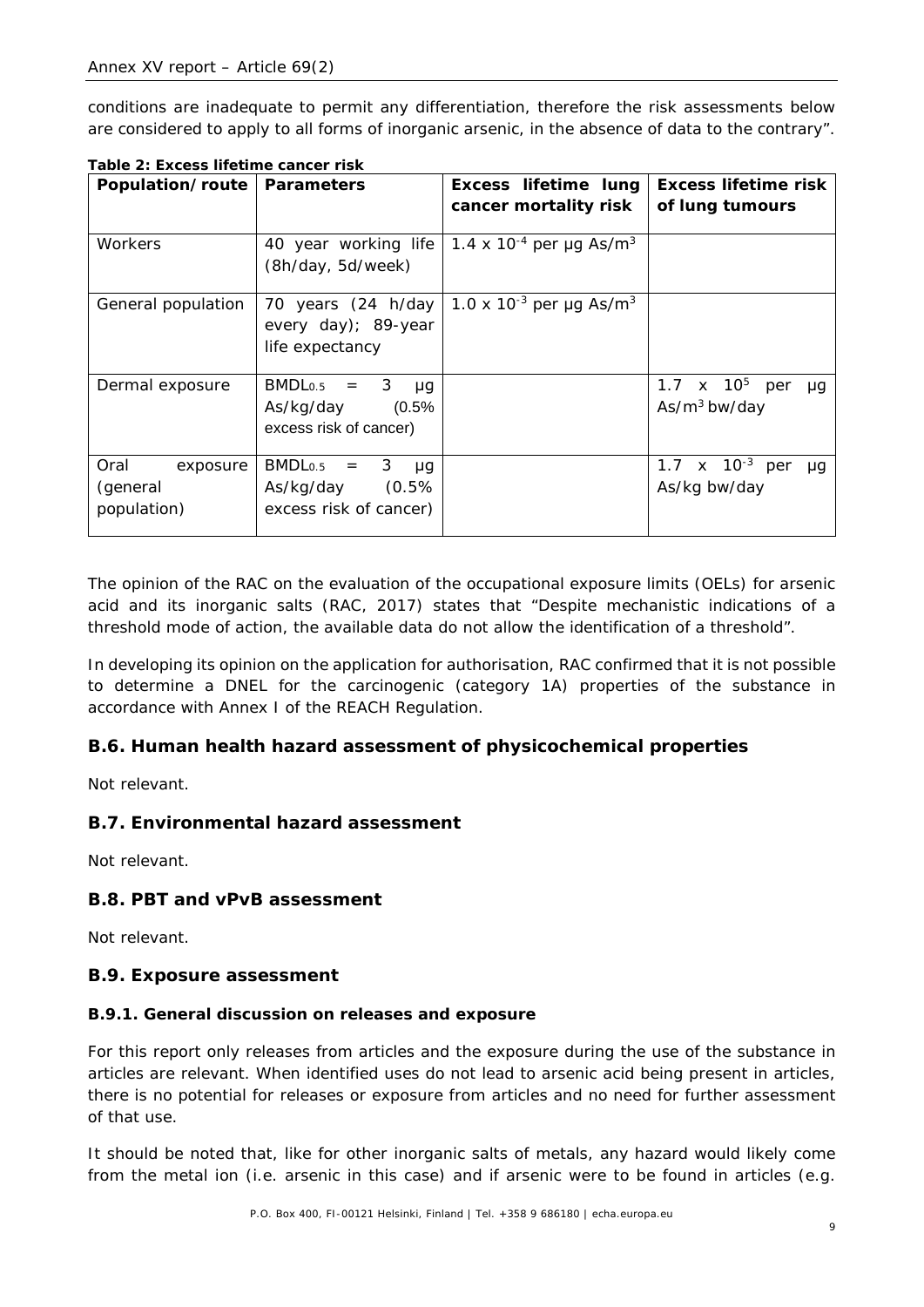conditions are inadequate to permit any differentiation, therefore the risk assessments below are considered to apply to all forms of inorganic arsenic, in the absence of data to the contrary".

**Table 2: Excess lifetime cancer risk**

| Population/route | Parameters | Excess lifetime lung cancer mortality risk | Excess lifetime risk of lung tumours |
|---|---|---|---|
| Workers | 40 year working life (8h/day, 5d/week) | $1.4 \times 10^{-4}$ per µg As/m$^3$ | |
| General population | 70 years (24 h/day every day); 89-year life expectancy | $1.0 \times 10^{-3}$ per µg As/m$^3$ | |
| Dermal exposure | $BMDL_{0.5}$ = 3 µg As/kg/day (0.5% excess risk of cancer) | | $1.7 \times 10^{5}$ per µg As/m$^3$ bw/day |
| Oral exposure (general population) | $BMDL_{0.5}$ = 3 µg As/kg/day (0.5% excess risk of cancer) | | $1.7 \times 10^{-3}$ per µg As/kg bw/day |

The opinion of the RAC on the evaluation of the occupational exposure limits (OELs) for arsenic acid and its inorganic salts (RAC, 2017) states that "Despite mechanistic indications of a threshold mode of action, the available data do not allow the identification of a threshold".

In developing its opinion on the application for authorisation, RAC confirmed that it is not possible to determine a DNEL for the carcinogenic (category 1A) properties of the substance in accordance with Annex I of the REACH Regulation.

## B.6. Human health hazard assessment of physicochemical properties

Not relevant.

## B.7. Environmental hazard assessment

Not relevant.

## B.8. PBT and vPvB assessment

Not relevant.

## B.9. Exposure assessment

### B.9.1. General discussion on releases and exposure

For this report only releases from articles and the exposure during the use of the substance in articles are relevant. When identified uses do not lead to arsenic acid being present in articles, there is no potential for releases or exposure from articles and no need for further assessment of that use.

It should be noted that, like for other inorganic salts of metals, any hazard would likely come from the metal ion (i.e. arsenic in this case) and if arsenic were to be found in articles (e.g.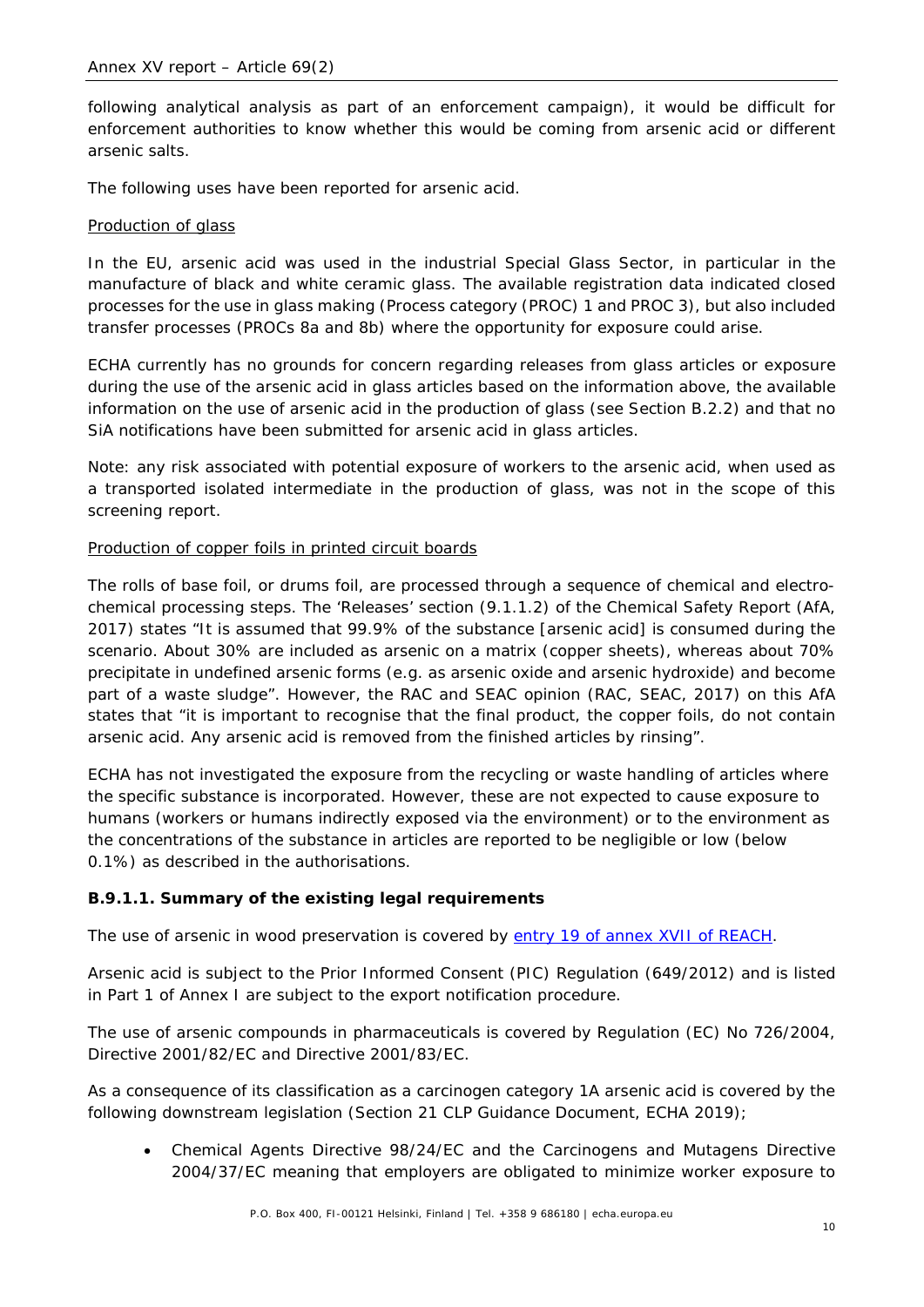following analytical analysis as part of an enforcement campaign), it would be difficult for enforcement authorities to know whether this would be coming from arsenic acid or different arsenic salts.

The following uses have been reported for arsenic acid.

Production of glass

In the EU, arsenic acid was used in the industrial Special Glass Sector, in particular in the manufacture of black and white ceramic glass. The available registration data indicated closed processes for the use in glass making (Process category (PROC) 1 and PROC 3), but also included transfer processes (PROCs 8a and 8b) where the opportunity for exposure could arise.

ECHA currently has no grounds for concern regarding releases from glass articles or exposure during the use of the arsenic acid in glass articles based on the information above, the available information on the use of arsenic acid in the production of glass (see Section B.2.2) and that no SiA notifications have been submitted for arsenic acid in glass articles.

Note: any risk associated with potential exposure of workers to the arsenic acid, when used as a transported isolated intermediate in the production of glass, was not in the scope of this screening report.

Production of copper foils in printed circuit boards

The rolls of base foil, or drums foil, are processed through a sequence of chemical and electro-chemical processing steps. The 'Releases' section (9.1.1.2) of the Chemical Safety Report (AfA, 2017) states "It is assumed that 99.9% of the substance [arsenic acid] is consumed during the scenario. About 30% are included as arsenic on a matrix (copper sheets), whereas about 70% precipitate in undefined arsenic forms (e.g. as arsenic oxide and arsenic hydroxide) and become part of a waste sludge". However, the RAC and SEAC opinion (RAC, SEAC, 2017) on this AfA states that "it is important to recognise that the final product, the copper foils, do not contain arsenic acid. Any arsenic acid is removed from the finished articles by rinsing".

ECHA has not investigated the exposure from the recycling or waste handling of articles where the specific substance is incorporated. However, these are not expected to cause exposure to humans (workers or humans indirectly exposed via the environment) or to the environment as the concentrations of the substance in articles are reported to be negligible or low (below 0.1%) as described in the authorisations.

### B.9.1.1. Summary of the existing legal requirements

The use of arsenic in wood preservation is covered by entry 19 of annex XVII of REACH.

Arsenic acid is subject to the Prior Informed Consent (PIC) Regulation (649/2012) and is listed in Part 1 of Annex I are subject to the export notification procedure.

The use of arsenic compounds in pharmaceuticals is covered by Regulation (EC) No 726/2004, Directive 2001/82/EC and Directive 2001/83/EC.

As a consequence of its classification as a carcinogen category 1A arsenic acid is covered by the following downstream legislation (Section 21 CLP Guidance Document, ECHA 2019);

- Chemical Agents Directive 98/24/EC and the Carcinogens and Mutagens Directive 2004/37/EC meaning that employers are obligated to minimize worker exposure to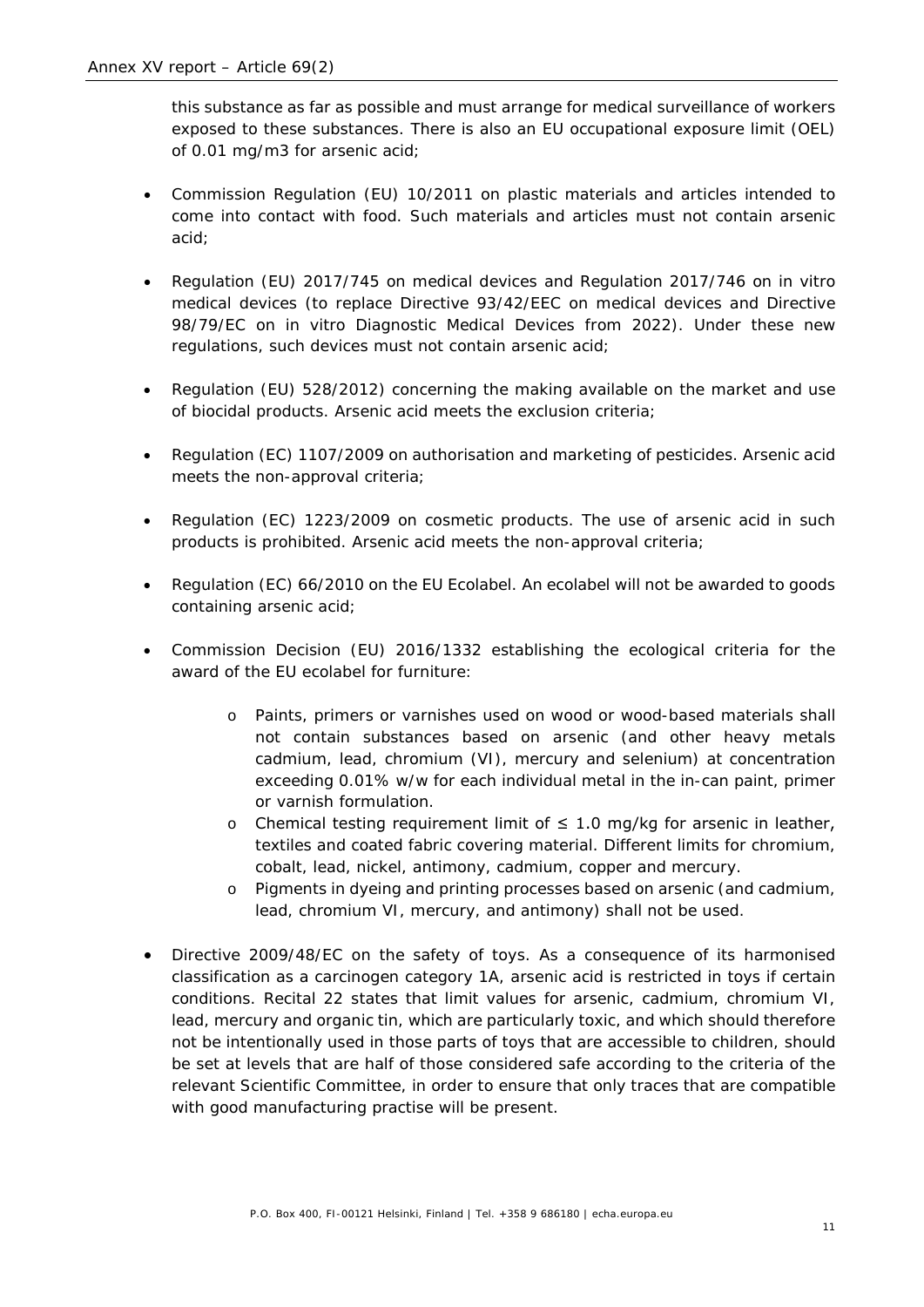this substance as far as possible and must arrange for medical surveillance of workers exposed to these substances. There is also an EU occupational exposure limit (OEL) of 0.01 mg/m3 for arsenic acid;

- Commission Regulation (EU) 10/2011 on plastic materials and articles intended to come into contact with food. Such materials and articles must not contain arsenic acid;

- Regulation (EU) 2017/745 on medical devices and Regulation 2017/746 on in vitro medical devices (to replace Directive 93/42/EEC on medical devices and Directive 98/79/EC on in vitro Diagnostic Medical Devices from 2022). Under these new regulations, such devices must not contain arsenic acid;

- Regulation (EU) 528/2012) concerning the making available on the market and use of biocidal products. Arsenic acid meets the exclusion criteria;

- Regulation (EC) 1107/2009 on authorisation and marketing of pesticides. Arsenic acid meets the non-approval criteria;

- Regulation (EC) 1223/2009 on cosmetic products. The use of arsenic acid in such products is prohibited. Arsenic acid meets the non-approval criteria;

- Regulation (EC) 66/2010 on the EU Ecolabel. An ecolabel will not be awarded to goods containing arsenic acid;

- Commission Decision (EU) 2016/1332 establishing the ecological criteria for the award of the EU ecolabel for furniture:

  - Paints, primers or varnishes used on wood or wood-based materials shall not contain substances based on arsenic (and other heavy metals cadmium, lead, chromium (VI), mercury and selenium) at concentration exceeding 0.01% w/w for each individual metal in the in-can paint, primer or varnish formulation.
  - Chemical testing requirement limit of ≤ 1.0 mg/kg for arsenic in leather, textiles and coated fabric covering material. Different limits for chromium, cobalt, lead, nickel, antimony, cadmium, copper and mercury.
  - Pigments in dyeing and printing processes based on arsenic (and cadmium, lead, chromium VI, mercury, and antimony) shall not be used.

- Directive 2009/48/EC on the safety of toys. As a consequence of its harmonised classification as a carcinogen category 1A, arsenic acid is restricted in toys if certain conditions. Recital 22 states that limit values for arsenic, cadmium, chromium VI, lead, mercury and organic tin, which are particularly toxic, and which should therefore not be intentionally used in those parts of toys that are accessible to children, should be set at levels that are half of those considered safe according to the criteria of the relevant Scientific Committee, in order to ensure that only traces that are compatible with good manufacturing practise will be present.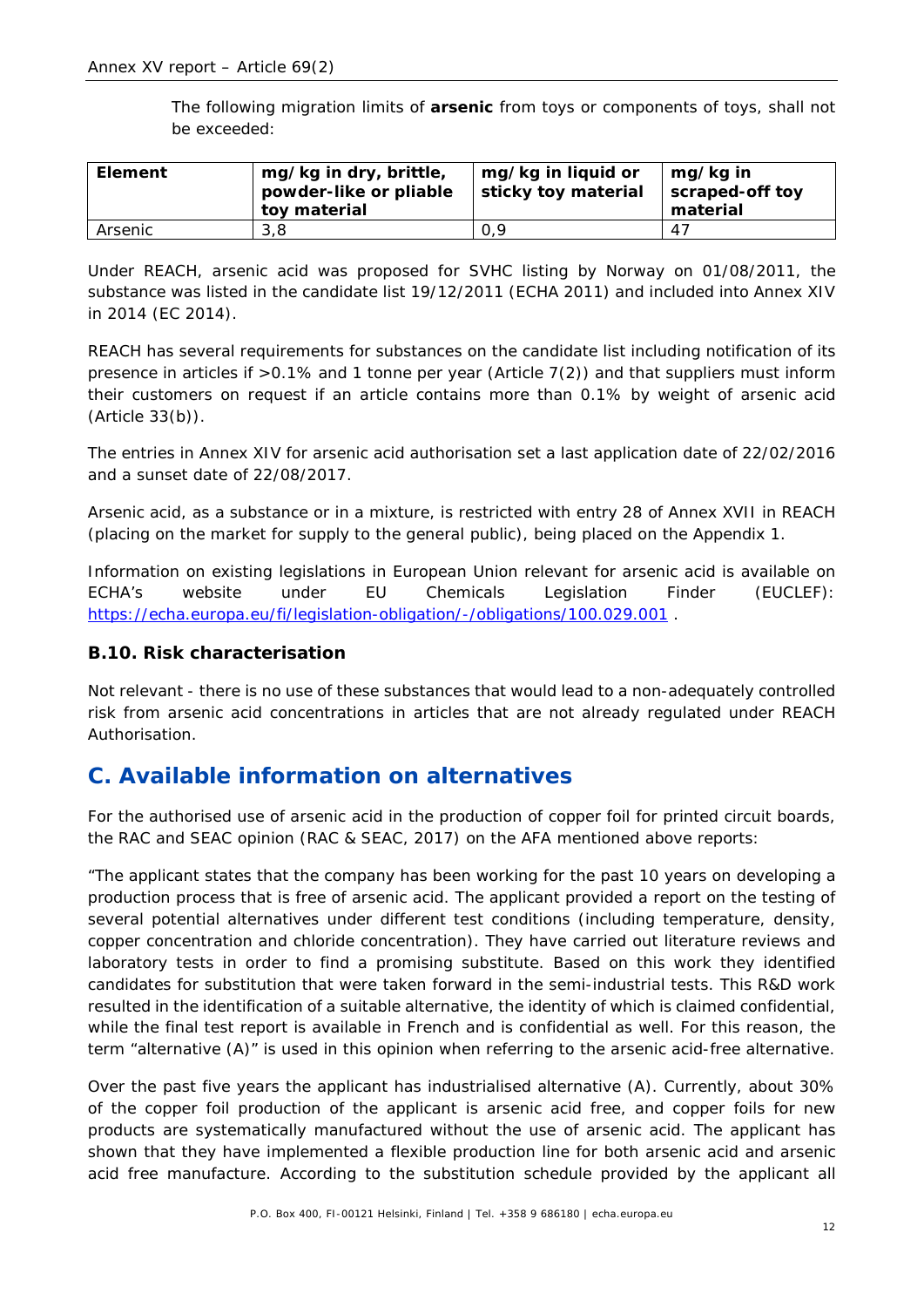The following migration limits of **arsenic** from toys or components of toys, shall not be exceeded:

| Element | mg/kg in dry, brittle, powder-like or pliable toy material | mg/kg in liquid or sticky toy material | mg/kg in scraped-off toy material |
|---|---|---|---|
| Arsenic | 3,8 | 0,9 | 47 |

Under REACH, arsenic acid was proposed for SVHC listing by Norway on 01/08/2011, the substance was listed in the candidate list 19/12/2011 (ECHA 2011) and included into Annex XIV in 2014 (EC 2014).

REACH has several requirements for substances on the candidate list including notification of its presence in articles if >0.1% and 1 tonne per year (Article 7(2)) and that suppliers must inform their customers on request if an article contains more than 0.1% by weight of arsenic acid (Article 33(b)).

The entries in Annex XIV for arsenic acid authorisation set a last application date of 22/02/2016 and a sunset date of 22/08/2017.

Arsenic acid, as a substance or in a mixture, is restricted with entry 28 of Annex XVII in REACH (placing on the market for supply to the general public), being placed on the Appendix 1.

Information on existing legislations in European Union relevant for arsenic acid is available on ECHA's website under EU Chemicals Legislation Finder (EUCLEF): https://echa.europa.eu/fi/legislation-obligation/-/obligations/100.029.001 .

### B.10. Risk characterisation

Not relevant - there is no use of these substances that would lead to a non-adequately controlled risk from arsenic acid concentrations in articles that are not already regulated under REACH Authorisation.

## C. Available information on alternatives

For the authorised use of arsenic acid in the production of copper foil for printed circuit boards, the RAC and SEAC opinion (RAC & SEAC, 2017) on the AFA mentioned above reports:

"The applicant states that the company has been working for the past 10 years on developing a production process that is free of arsenic acid. The applicant provided a report on the testing of several potential alternatives under different test conditions (including temperature, density, copper concentration and chloride concentration). They have carried out literature reviews and laboratory tests in order to find a promising substitute. Based on this work they identified candidates for substitution that were taken forward in the semi-industrial tests. This R&D work resulted in the identification of a suitable alternative, the identity of which is claimed confidential, while the final test report is available in French and is confidential as well. For this reason, the term "alternative (A)" is used in this opinion when referring to the arsenic acid-free alternative.

Over the past five years the applicant has industrialised alternative (A). Currently, about 30% of the copper foil production of the applicant is arsenic acid free, and copper foils for new products are systematically manufactured without the use of arsenic acid. The applicant has shown that they have implemented a flexible production line for both arsenic acid and arsenic acid free manufacture. According to the substitution schedule provided by the applicant all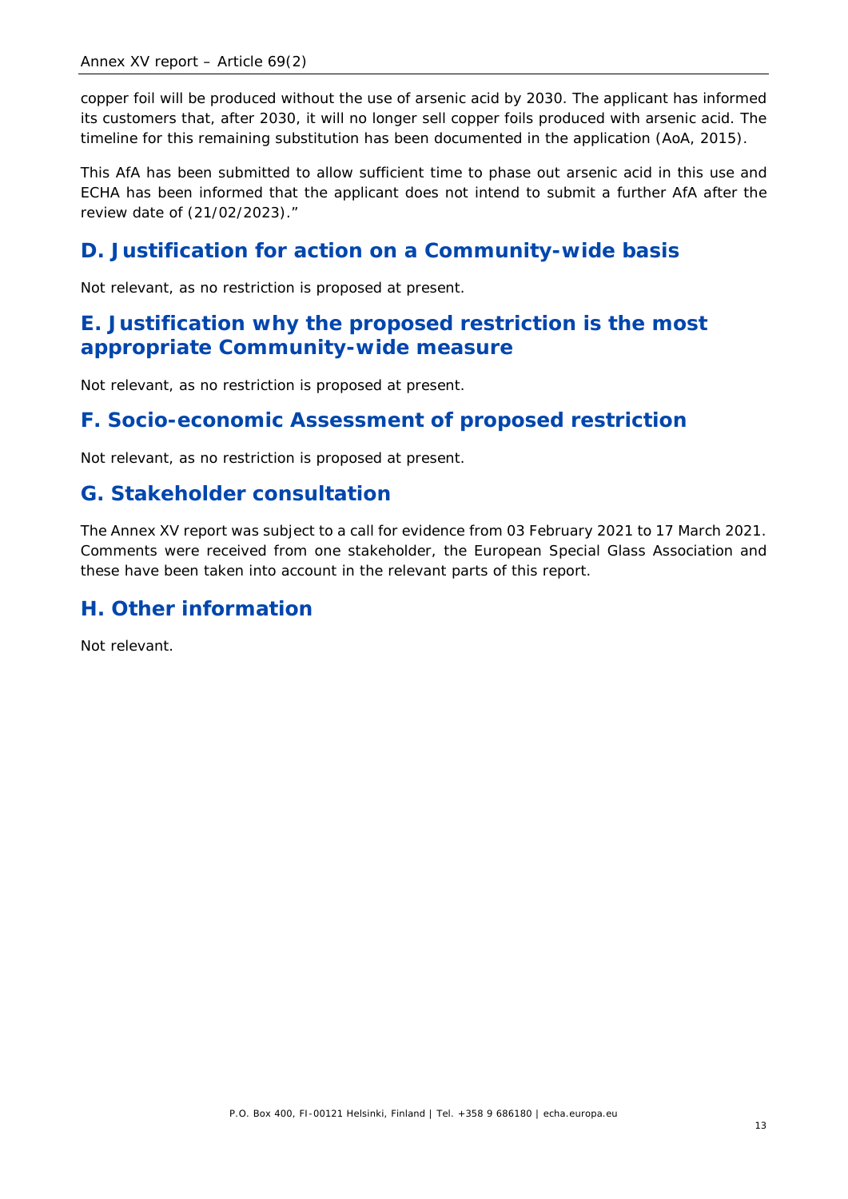copper foil will be produced without the use of arsenic acid by 2030. The applicant has informed its customers that, after 2030, it will no longer sell copper foils produced with arsenic acid. The timeline for this remaining substitution has been documented in the application (AoA, 2015).

This AfA has been submitted to allow sufficient time to phase out arsenic acid in this use and ECHA has been informed that the applicant does not intend to submit a further AfA after the review date of (21/02/2023)."

## D. Justification for action on a Community-wide basis

Not relevant, as no restriction is proposed at present.

## E. Justification why the proposed restriction is the most appropriate Community-wide measure

Not relevant, as no restriction is proposed at present.

## F. Socio-economic Assessment of proposed restriction

Not relevant, as no restriction is proposed at present.

## G. Stakeholder consultation

The Annex XV report was subject to a call for evidence from 03 February 2021 to 17 March 2021. Comments were received from one stakeholder, the European Special Glass Association and these have been taken into account in the relevant parts of this report.

## H. Other information

Not relevant.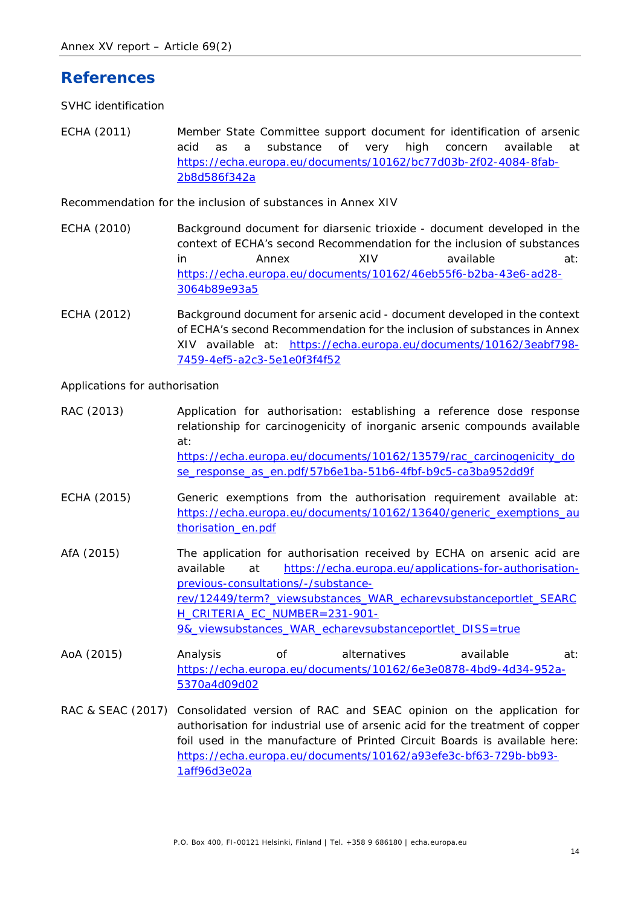# References

SVHC identification

ECHA (2011) Member State Committee support document for identification of arsenic acid as a substance of very high concern available at https://echa.europa.eu/documents/10162/bc77d03b-2f02-4084-8fab-2b8d586f342a

Recommendation for the inclusion of substances in Annex XIV

ECHA (2010) Background document for diarsenic trioxide - document developed in the context of ECHA's second Recommendation for the inclusion of substances in Annex XIV available at: https://echa.europa.eu/documents/10162/46eb55f6-b2ba-43e6-ad28-3064b89e93a5

ECHA (2012) Background document for arsenic acid - document developed in the context of ECHA's second Recommendation for the inclusion of substances in Annex XIV available at: https://echa.europa.eu/documents/10162/3eabf798-7459-4ef5-a2c3-5e1e0f3f4f52

Applications for authorisation

RAC (2013) Application for authorisation: establishing a reference dose response relationship for carcinogenicity of inorganic arsenic compounds available at: https://echa.europa.eu/documents/10162/13579/rac_carcinogenicity_dose_response_as_en.pdf/57b6e1ba-51b6-4fbf-b9c5-ca3ba952dd9f

ECHA (2015) Generic exemptions from the authorisation requirement available at: https://echa.europa.eu/documents/10162/13640/generic_exemptions_authorisation_en.pdf

AfA (2015) The application for authorisation received by ECHA on arsenic acid are available at https://echa.europa.eu/applications-for-authorisation-previous-consultations/-/substance-rev/12449/term?_viewsubstances_WAR_echarevsubstanceportlet_SEARCH_CRITERIA_EC_NUMBER=231-901-9&_viewsubstances_WAR_echarevsubstanceportlet_DISS=true

AoA (2015) Analysis of alternatives available at: https://echa.europa.eu/documents/10162/6e3e0878-4bd9-4d34-952a-5370a4d09d02

RAC & SEAC (2017) Consolidated version of RAC and SEAC opinion on the application for authorisation for industrial use of arsenic acid for the treatment of copper foil used in the manufacture of Printed Circuit Boards is available here: https://echa.europa.eu/documents/10162/a93efe3c-bf63-729b-bb93-1aff96d3e02a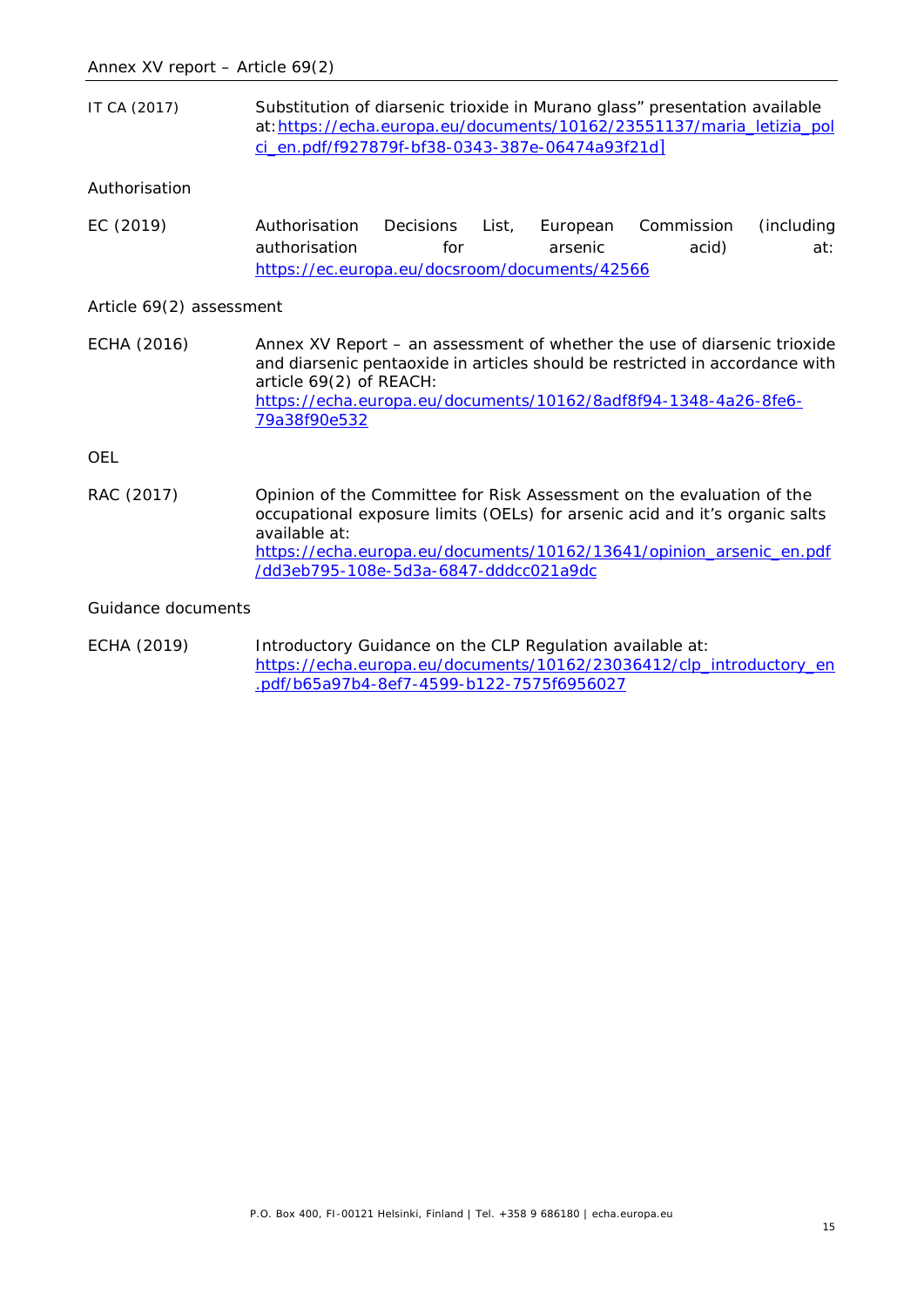IT CA (2017) Substitution of diarsenic trioxide in Murano glass" presentation available at: https://echa.europa.eu/documents/10162/23551137/maria_letizia_polci_en.pdf/f927879f-bf38-0343-387e-06474a93f21d]

Authorisation

EC (2019) Authorisation Decisions List, European Commission (including authorisation for arsenic acid) at: https://ec.europa.eu/docsroom/documents/42566

Article 69(2) assessment

ECHA (2016) Annex XV Report – an assessment of whether the use of diarsenic trioxide and diarsenic pentaoxide in articles should be restricted in accordance with article 69(2) of REACH: https://echa.europa.eu/documents/10162/8adf8f94-1348-4a26-8fe6-79a38f90e532

OEL

RAC (2017) Opinion of the Committee for Risk Assessment on the evaluation of the occupational exposure limits (OELs) for arsenic acid and it's organic salts available at: https://echa.europa.eu/documents/10162/13641/opinion_arsenic_en.pdf/dd3eb795-108e-5d3a-6847-dddcc021a9dc

Guidance documents

ECHA (2019) Introductory Guidance on the CLP Regulation available at: https://echa.europa.eu/documents/10162/23036412/clp_introductory_en.pdf/b65a97b4-8ef7-4599-b122-7575f6956027